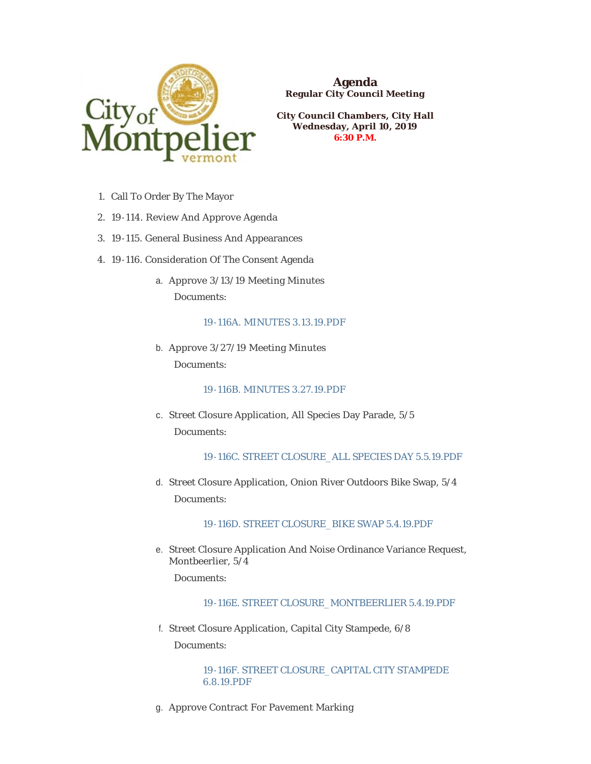# Agenda

**Regular City Council Meeting**

**City Council Chambers, City Hall**
**Wednesday, April 10, 2019**
**6:30 P.M.**

1. Call To Order By The Mayor
2. 19-114. Review And Approve Agenda
3. 19-115. General Business And Appearances
4. 19-116. Consideration Of The Consent Agenda

   a. Approve 3/13/19 Meeting Minutes

      Documents:

      19-116A. MINUTES 3.13.19.PDF

   b. Approve 3/27/19 Meeting Minutes

      Documents:

      19-116B. MINUTES 3.27.19.PDF

   c. Street Closure Application, All Species Day Parade, 5/5

      Documents:

      19-116C. STREET CLOSURE_ALL SPECIES DAY 5.5.19.PDF

   d. Street Closure Application, Onion River Outdoors Bike Swap, 5/4

      Documents:

      19-116D. STREET CLOSURE_BIKE SWAP 5.4.19.PDF

   e. Street Closure Application And Noise Ordinance Variance Request, Montbeerlier, 5/4

      Documents:

      19-116E. STREET CLOSURE_MONTBEERLIER 5.4.19.PDF

   f. Street Closure Application, Capital City Stampede, 6/8

      Documents:

      19-116F. STREET CLOSURE_CAPITAL CITY STAMPEDE 6.8.19.PDF

   g. Approve Contract For Pavement Marking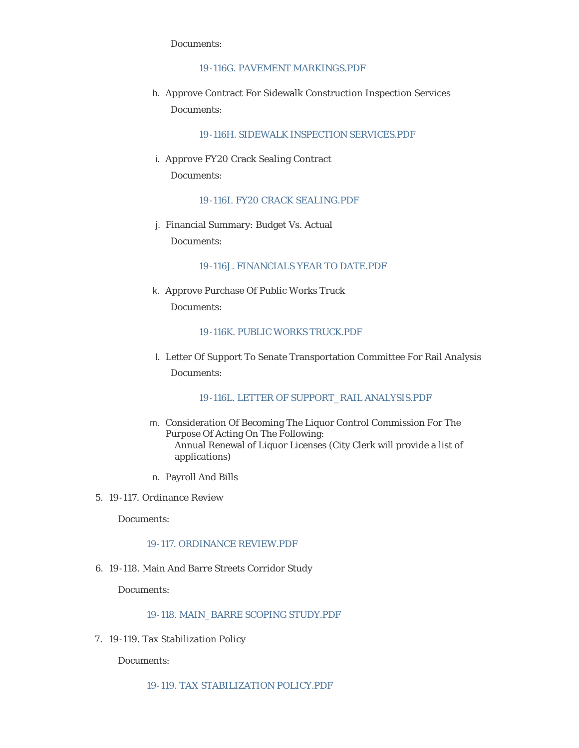Documents:

19-116G. PAVEMENT MARKINGS.PDF

h. Approve Contract For Sidewalk Construction Inspection Services

   Documents:

   19-116H. SIDEWALK INSPECTION SERVICES.PDF

i. Approve FY20 Crack Sealing Contract

   Documents:

   19-116I. FY20 CRACK SEALING.PDF

j. Financial Summary: Budget Vs. Actual

   Documents:

   19-116J. FINANCIALS YEAR TO DATE.PDF

k. Approve Purchase Of Public Works Truck

   Documents:

   19-116K. PUBLIC WORKS TRUCK.PDF

l. Letter Of Support To Senate Transportation Committee For Rail Analysis

   Documents:

   19-116L. LETTER OF SUPPORT_ RAIL ANALYSIS.PDF

m. Consideration Of Becoming The Liquor Control Commission For The Purpose Of Acting On The Following:
   Annual Renewal of Liquor Licenses (City Clerk will provide a list of applications)

n. Payroll And Bills

5. 19-117. Ordinance Review

   Documents:

   19-117. ORDINANCE REVIEW.PDF

6. 19-118. Main And Barre Streets Corridor Study

   Documents:

   19-118. MAIN_ BARRE SCOPING STUDY.PDF

7. 19-119. Tax Stabilization Policy

   Documents:

   19-119. TAX STABILIZATION POLICY.PDF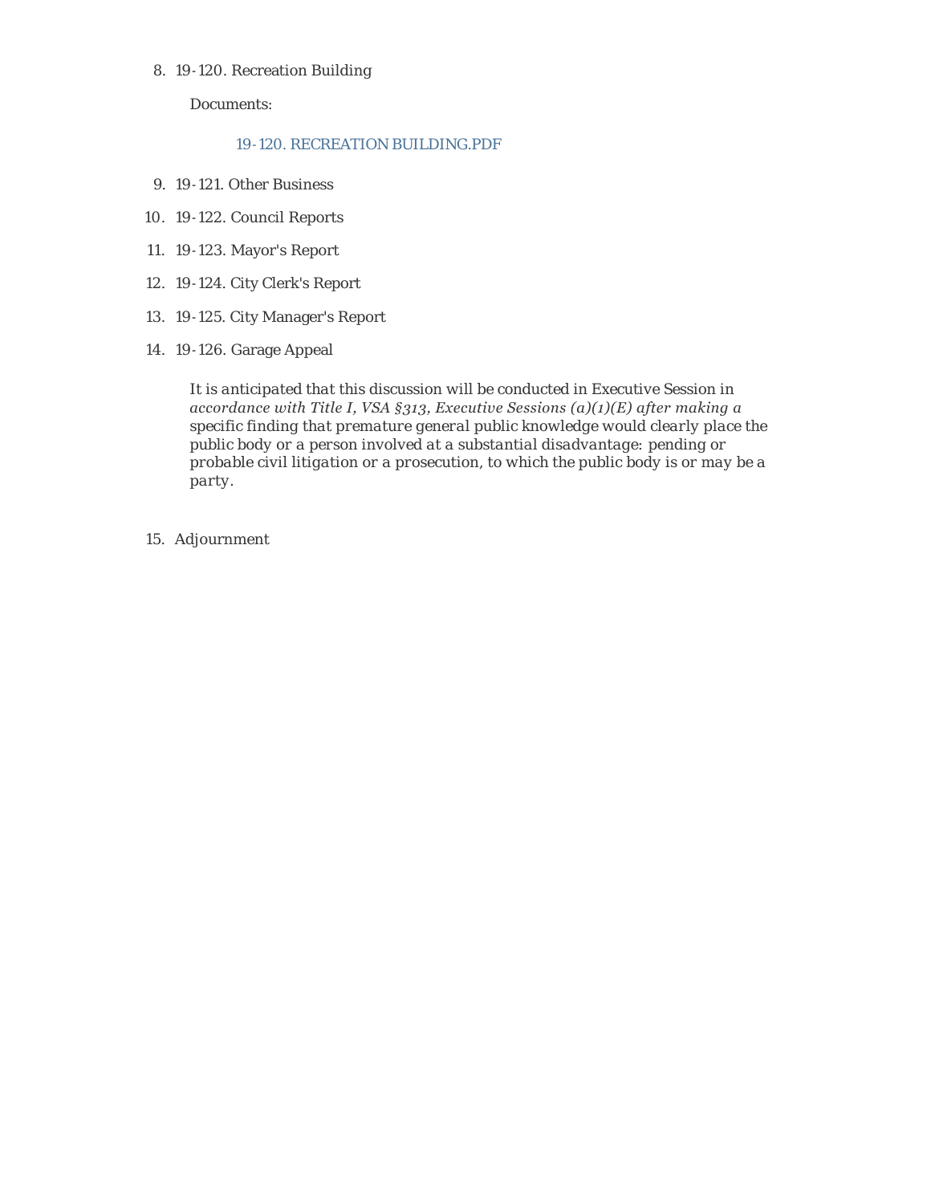8. 19-120. Recreation Building

   Documents:

   19-120. RECREATION BUILDING.PDF

9. 19-121. Other Business

10. 19-122. Council Reports

11. 19-123. Mayor's Report

12. 19-124. City Clerk's Report

13. 19-125. City Manager's Report

14. 19-126. Garage Appeal

    It is anticipated that this discussion will be conducted in Executive Session in *accordance with Title I, VSA §313, Executive Sessions (a)(1)(E) after making a* specific finding that premature general public knowledge would clearly place the public body or a person involved at a substantial disadvantage: pending or probable civil litigation or a prosecution, to which the public body is or may be a party.

15. Adjournment